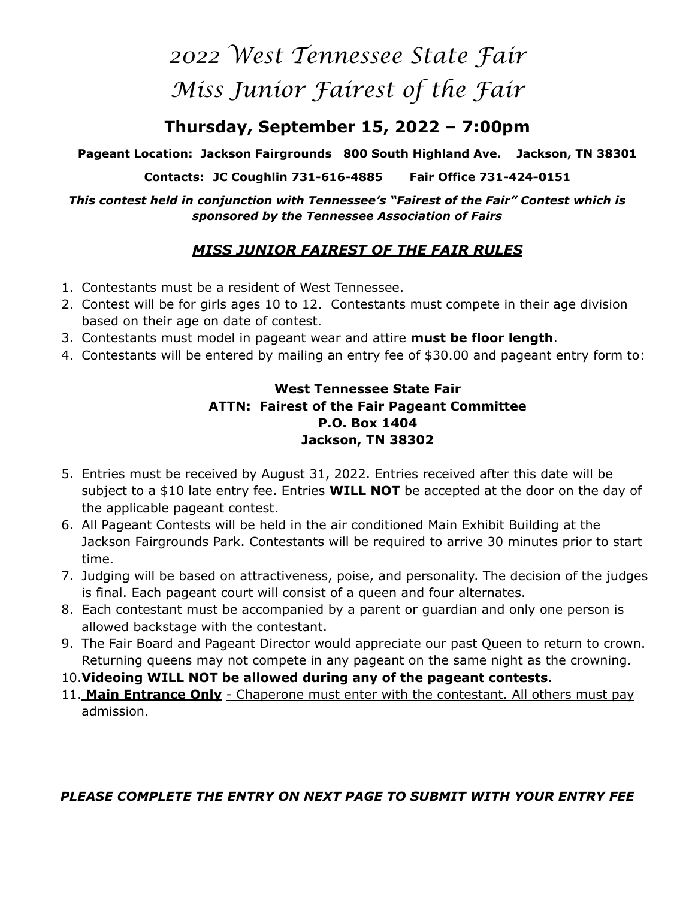# 2022 West Tennessee State Fair
# Miss Junior Fairest of the Fair

## Thursday, September 15, 2022 – 7:00pm

**Pageant Location: Jackson Fairgrounds 800 South Highland Ave. Jackson, TN 38301**

**Contacts: JC Coughlin 731-616-4885 Fair Office 731-424-0151**

***This contest held in conjunction with Tennessee's "Fairest of the Fair" Contest which is sponsored by the Tennessee Association of Fairs***

### ***MISS JUNIOR FAIREST OF THE FAIR RULES***

1. Contestants must be a resident of West Tennessee.
2. Contest will be for girls ages 10 to 12. Contestants must compete in their age division based on their age on date of contest.
3. Contestants must model in pageant wear and attire **must be floor length**.
4. Contestants will be entered by mailing an entry fee of $30.00 and pageant entry form to:

**West Tennessee State Fair**
**ATTN: Fairest of the Fair Pageant Committee**
**P.O. Box 1404**
**Jackson, TN 38302**

5. Entries must be received by August 31, 2022. Entries received after this date will be subject to a $10 late entry fee. Entries **WILL NOT** be accepted at the door on the day of the applicable pageant contest.
6. All Pageant Contests will be held in the air conditioned Main Exhibit Building at the Jackson Fairgrounds Park. Contestants will be required to arrive 30 minutes prior to start time.
7. Judging will be based on attractiveness, poise, and personality. The decision of the judges is final. Each pageant court will consist of a queen and four alternates.
8. Each contestant must be accompanied by a parent or guardian and only one person is allowed backstage with the contestant.
9. The Fair Board and Pageant Director would appreciate our past Queen to return to crown. Returning queens may not compete in any pageant on the same night as the crowning.
10. **Videoing WILL NOT be allowed during any of the pageant contests.**
11. **Main Entrance Only** - Chaperone must enter with the contestant. All others must pay admission.

***PLEASE COMPLETE THE ENTRY ON NEXT PAGE TO SUBMIT WITH YOUR ENTRY FEE***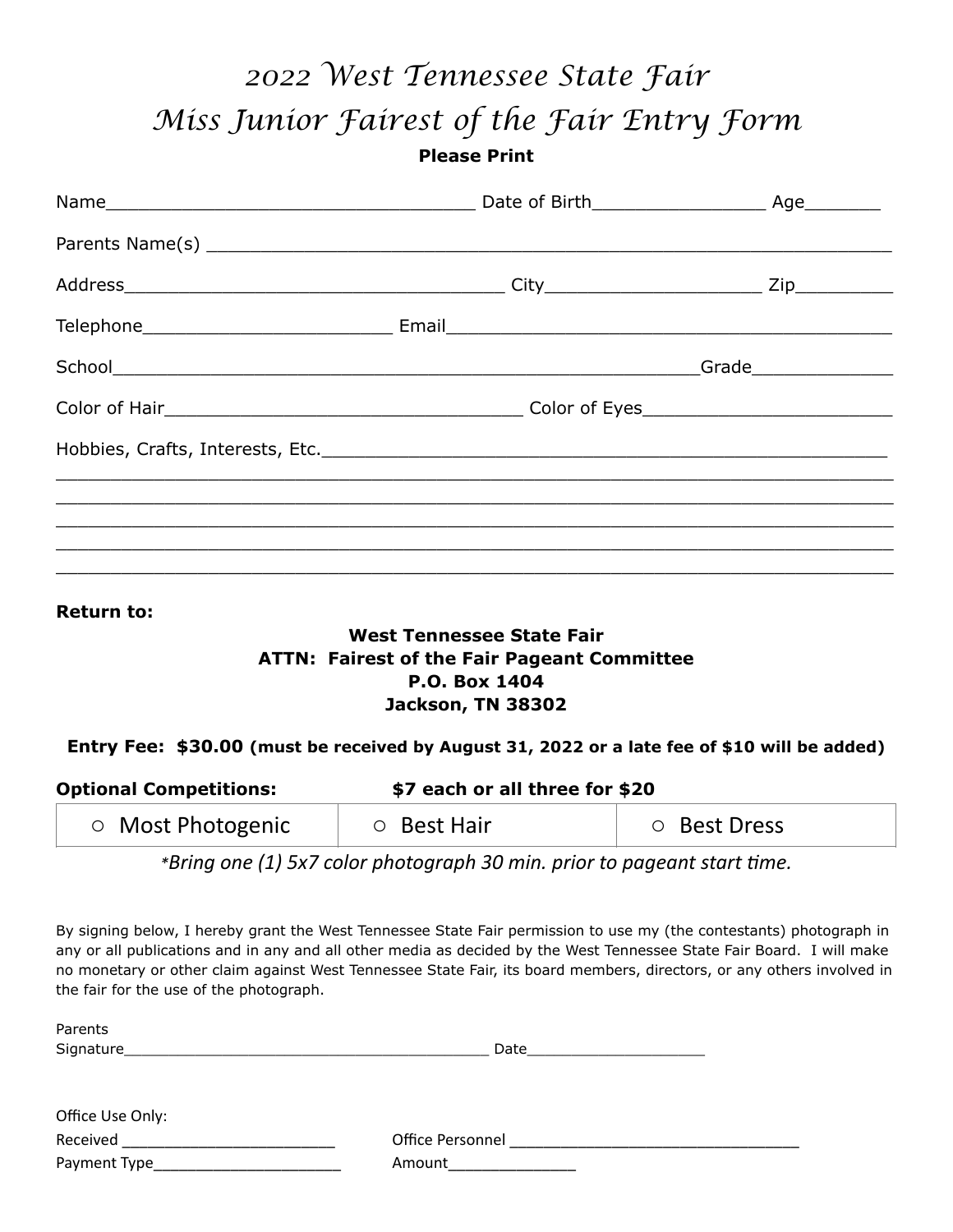# 2022 West Tennessee State Fair
# Miss Junior Fairest of the Fair Entry Form

**Please Print**

Name_________________________________ Date of Birth________________ Age_______

Parents Name(s) ______________________________________________________________

Address___________________________________ City___________________ Zip_________

Telephone_______________________ Email_________________________________________

School______________________________________________________Grade_____________

Color of Hair_________________________________ Color of Eyes_______________________

Hobbies, Crafts, Interests, Etc.______________________________________________________

_____________________________________________________________________________

_____________________________________________________________________________

_____________________________________________________________________________

_____________________________________________________________________________

_____________________________________________________________________________

**Return to:**

**West Tennessee State Fair**
**ATTN: Fairest of the Fair Pageant Committee**
**P.O. Box 1404**
**Jackson, TN 38302**

**Entry Fee: $30.00 (must be received by August 31, 2022 or a late fee of $10 will be added)**

**Optional Competitions:** **$7 each or all three for $20**

| | | |
|---|---|---|
| ○ Most Photogenic | ○ Best Hair | ○ Best Dress |

**Bring one (1) 5x7 color photograph 30 min. prior to pageant start time.*

By signing below, I hereby grant the West Tennessee State Fair permission to use my (the contestants) photograph in any or all publications and in any and all other media as decided by the West Tennessee State Fair Board. I will make no monetary or other claim against West Tennessee State Fair, its board members, directors, or any others involved in the fair for the use of the photograph.

Parents
Signature_________________________________________ Date____________________

Office Use Only:

Received _________________________ Office Personnel _________________________________

Payment Type______________________ Amount______________